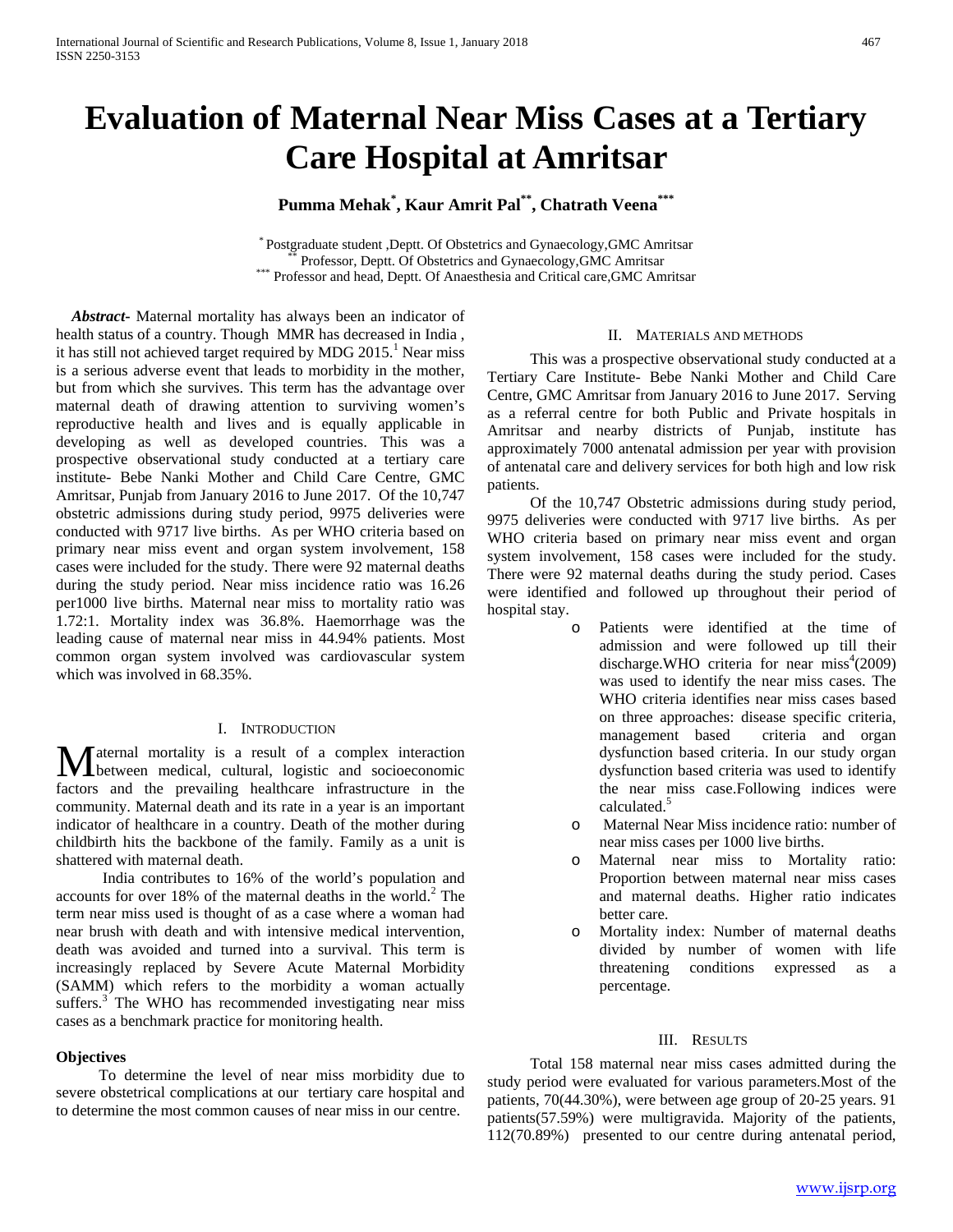# Evaluation of Maternal Near Miss Cases at a Tertiary Care Hospital at Amritsar

**Pumma Mehak[*], Kaur Amrit Pal[**], Chatrath Veena[***]**

[*] Postgraduate student ,Deptt. Of Obstetrics and Gynaecology,GMC Amritsar
[**] Professor, Deptt. Of Obstetrics and Gynaecology,GMC Amritsar
[***] Professor and head, Deptt. Of Anaesthesia and Critical care,GMC Amritsar

***Abstract*-** Maternal mortality has always been an indicator of health status of a country. Though MMR has decreased in India , it has still not achieved target required by MDG 2015.[1] Near miss is a serious adverse event that leads to morbidity in the mother, but from which she survives. This term has the advantage over maternal death of drawing attention to surviving women's reproductive health and lives and is equally applicable in developing as well as developed countries. This was a prospective observational study conducted at a tertiary care institute- Bebe Nanki Mother and Child Care Centre, GMC Amritsar, Punjab from January 2016 to June 2017. Of the 10,747 obstetric admissions during study period, 9975 deliveries were conducted with 9717 live births. As per WHO criteria based on primary near miss event and organ system involvement, 158 cases were included for the study. There were 92 maternal deaths during the study period. Near miss incidence ratio was 16.26 per1000 live births. Maternal near miss to mortality ratio was 1.72:1. Mortality index was 36.8%. Haemorrhage was the leading cause of maternal near miss in 44.94% patients. Most common organ system involved was cardiovascular system which was involved in 68.35%.

## I. Introduction

Maternal mortality is a result of a complex interaction between medical, cultural, logistic and socioeconomic factors and the prevailing healthcare infrastructure in the community. Maternal death and its rate in a year is an important indicator of healthcare in a country. Death of the mother during childbirth hits the backbone of the family. Family as a unit is shattered with maternal death.

India contributes to 16% of the world's population and accounts for over 18% of the maternal deaths in the world.[2] The term near miss used is thought of as a case where a woman had near brush with death and with intensive medical intervention, death was avoided and turned into a survival. This term is increasingly replaced by Severe Acute Maternal Morbidity (SAMM) which refers to the morbidity a woman actually suffers.[3] The WHO has recommended investigating near miss cases as a benchmark practice for monitoring health.

### Objectives

To determine the level of near miss morbidity due to severe obstetrical complications at our tertiary care hospital and to determine the most common causes of near miss in our centre.

## II. Materials and Methods

This was a prospective observational study conducted at a Tertiary Care Institute- Bebe Nanki Mother and Child Care Centre, GMC Amritsar from January 2016 to June 2017. Serving as a referral centre for both Public and Private hospitals in Amritsar and nearby districts of Punjab, institute has approximately 7000 antenatal admission per year with provision of antenatal care and delivery services for both high and low risk patients.

Of the 10,747 Obstetric admissions during study period, 9975 deliveries were conducted with 9717 live births. As per WHO criteria based on primary near miss event and organ system involvement, 158 cases were included for the study. There were 92 maternal deaths during the study period. Cases were identified and followed up throughout their period of hospital stay.

- Patients were identified at the time of admission and were followed up till their discharge.WHO criteria for near miss[4](2009) was used to identify the near miss cases. The WHO criteria identifies near miss cases based on three approaches: disease specific criteria, management based criteria and organ dysfunction based criteria. In our study organ dysfunction based criteria was used to identify the near miss case.Following indices were calculated.[5]
- Maternal Near Miss incidence ratio: number of near miss cases per 1000 live births.
- Maternal near miss to Mortality ratio: Proportion between maternal near miss cases and maternal deaths. Higher ratio indicates better care.
- Mortality index: Number of maternal deaths divided by number of women with life threatening conditions expressed as a percentage.

## III. Results

Total 158 maternal near miss cases admitted during the study period were evaluated for various parameters.Most of the patients, 70(44.30%), were between age group of 20-25 years. 91 patients(57.59%) were multigravida. Majority of the patients, 112(70.89%) presented to our centre during antenatal period,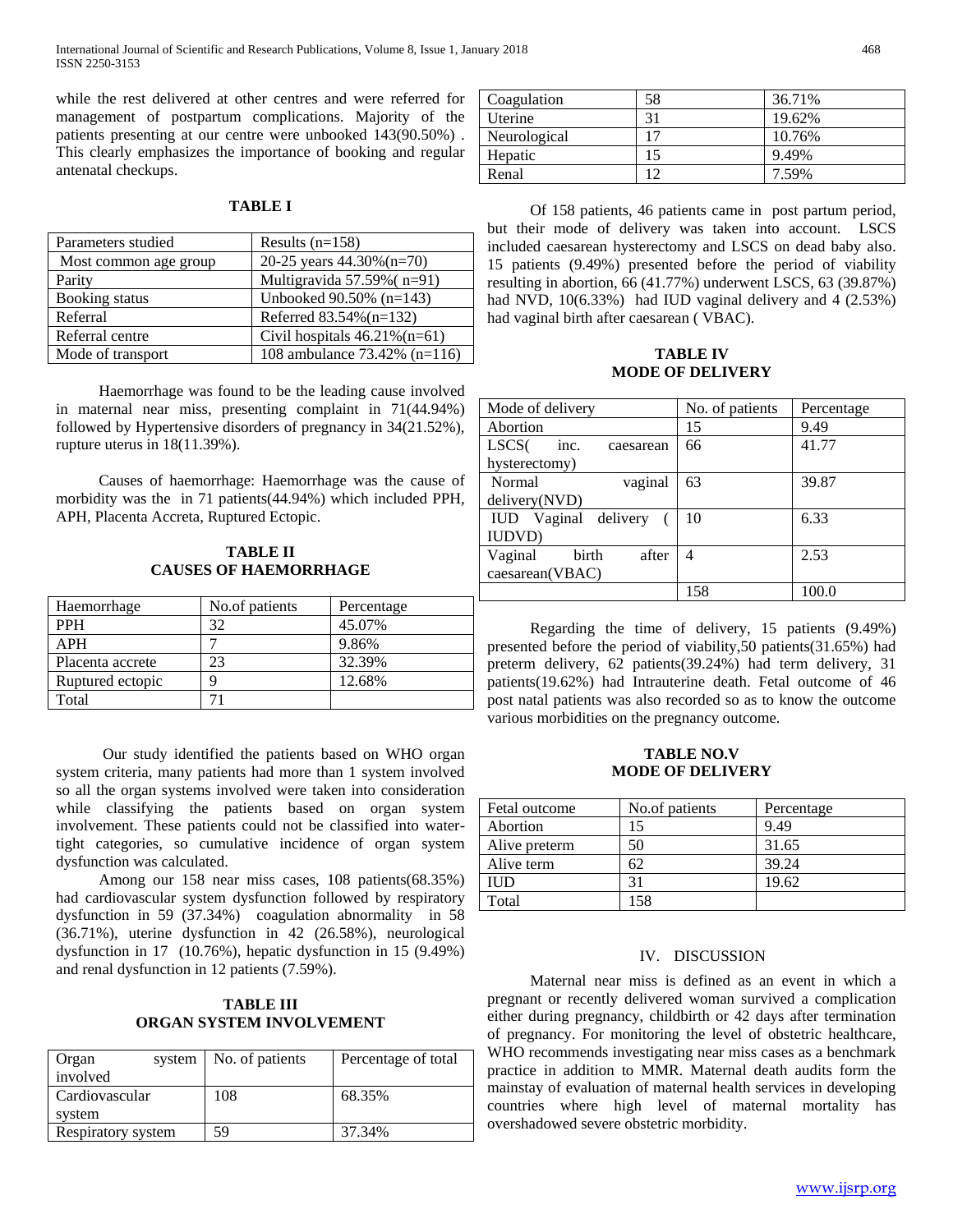while the rest delivered at other centres and were referred for management of postpartum complications. Majority of the patients presenting at our centre were unbooked 143(90.50%) . This clearly emphasizes the importance of booking and regular antenatal checkups.

**TABLE I**

| Parameters studied | Results (n=158) |
|---|---|
| Most common age group | 20-25 years 44.30%(n=70) |
| Parity | Multigravida 57.59%( n=91) |
| Booking status | Unbooked 90.50% (n=143) |
| Referral | Referred 83.54%(n=132) |
| Referral centre | Civil hospitals 46.21%(n=61) |
| Mode of transport | 108 ambulance 73.42% (n=116) |

Haemorrhage was found to be the leading cause involved in maternal near miss, presenting complaint in 71(44.94%) followed by Hypertensive disorders of pregnancy in 34(21.52%), rupture uterus in 18(11.39%).

Causes of haemorrhage: Haemorrhage was the cause of morbidity was the in 71 patients(44.94%) which included PPH, APH, Placenta Accreta, Ruptured Ectopic.

**TABLE II**
**CAUSES OF HAEMORRHAGE**

| Haemorrhage | No.of patients | Percentage |
|---|---|---|
| PPH | 32 | 45.07% |
| APH | 7 | 9.86% |
| Placenta accrete | 23 | 32.39% |
| Ruptured ectopic | 9 | 12.68% |
| Total | 71 | |

Our study identified the patients based on WHO organ system criteria, many patients had more than 1 system involved so all the organ systems involved were taken into consideration while classifying the patients based on organ system involvement. These patients could not be classified into water-tight categories, so cumulative incidence of organ system dysfunction was calculated.

Among our 158 near miss cases, 108 patients(68.35%) had cardiovascular system dysfunction followed by respiratory dysfunction in 59 (37.34%) coagulation abnormality in 58 (36.71%), uterine dysfunction in 42 (26.58%), neurological dysfunction in 17 (10.76%), hepatic dysfunction in 15 (9.49%) and renal dysfunction in 12 patients (7.59%).

**TABLE III**
**ORGAN SYSTEM INVOLVEMENT**

| Organ system involved | No. of patients | Percentage of total |
|---|---|---|
| Cardiovascular system | 108 | 68.35% |
| Respiratory system | 59 | 37.34% |
| Coagulation | 58 | 36.71% |
| Uterine | 31 | 19.62% |
| Neurological | 17 | 10.76% |
| Hepatic | 15 | 9.49% |
| Renal | 12 | 7.59% |

Of 158 patients, 46 patients came in post partum period, but their mode of delivery was taken into account. LSCS included caesarean hysterectomy and LSCS on dead baby also. 15 patients (9.49%) presented before the period of viability resulting in abortion, 66 (41.77%) underwent LSCS, 63 (39.87%) had NVD, 10(6.33%) had IUD vaginal delivery and 4 (2.53%) had vaginal birth after caesarean ( VBAC).

**TABLE IV**
**MODE OF DELIVERY**

| Mode of delivery | No. of patients | Percentage |
|---|---|---|
| Abortion | 15 | 9.49 |
| LSCS( inc. caesarean hysterectomy) | 66 | 41.77 |
| Normal vaginal delivery(NVD) | 63 | 39.87 |
| IUD Vaginal delivery ( IUDVD) | 10 | 6.33 |
| Vaginal birth after caesarean(VBAC) | 4 | 2.53 |
| | 158 | 100.0 |

Regarding the time of delivery, 15 patients (9.49%) presented before the period of viability,50 patients(31.65%) had preterm delivery, 62 patients(39.24%) had term delivery, 31 patients(19.62%) had Intrauterine death. Fetal outcome of 46 post natal patients was also recorded so as to know the outcome various morbidities on the pregnancy outcome.

**TABLE NO.V**
**MODE OF DELIVERY**

| Fetal outcome | No.of patients | Percentage |
|---|---|---|
| Abortion | 15 | 9.49 |
| Alive preterm | 50 | 31.65 |
| Alive term | 62 | 39.24 |
| IUD | 31 | 19.62 |
| Total | 158 | |

## IV. DISCUSSION

Maternal near miss is defined as an event in which a pregnant or recently delivered woman survived a complication either during pregnancy, childbirth or 42 days after termination of pregnancy. For monitoring the level of obstetric healthcare, WHO recommends investigating near miss cases as a benchmark practice in addition to MMR. Maternal death audits form the mainstay of evaluation of maternal health services in developing countries where high level of maternal mortality has overshadowed severe obstetric morbidity.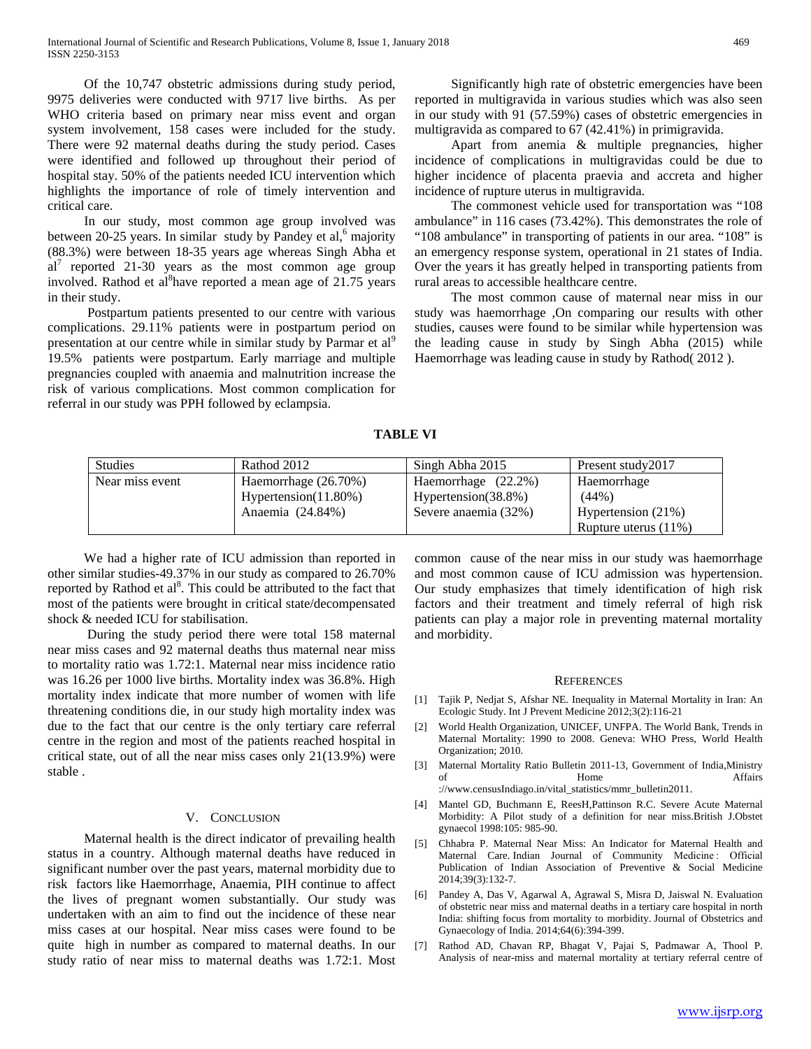Of the 10,747 obstetric admissions during study period, 9975 deliveries were conducted with 9717 live births. As per WHO criteria based on primary near miss event and organ system involvement, 158 cases were included for the study. There were 92 maternal deaths during the study period. Cases were identified and followed up throughout their period of hospital stay. 50% of the patients needed ICU intervention which highlights the importance of role of timely intervention and critical care.

In our study, most common age group involved was between 20-25 years. In similar study by Pandey et al,[6] majority (88.3%) were between 18-35 years age whereas Singh Abha et al[7] reported 21-30 years as the most common age group involved. Rathod et al[8] have reported a mean age of 21.75 years in their study.

Postpartum patients presented to our centre with various complications. 29.11% patients were in postpartum period on presentation at our centre while in similar study by Parmar et al[9] 19.5% patients were postpartum. Early marriage and multiple pregnancies coupled with anaemia and malnutrition increase the risk of various complications. Most common complication for referral in our study was PPH followed by eclampsia.

Significantly high rate of obstetric emergencies have been reported in multigravida in various studies which was also seen in our study with 91 (57.59%) cases of obstetric emergencies in multigravida as compared to 67 (42.41%) in primigravida.

Apart from anemia & multiple pregnancies, higher incidence of complications in multigravidas could be due to higher incidence of placenta praevia and accreta and higher incidence of rupture uterus in multigravida.

The commonest vehicle used for transportation was "108 ambulance" in 116 cases (73.42%). This demonstrates the role of "108 ambulance" in transporting of patients in our area. "108" is an emergency response system, operational in 21 states of India. Over the years it has greatly helped in transporting patients from rural areas to accessible healthcare centre.

The most common cause of maternal near miss in our study was haemorrhage ,On comparing our results with other studies, causes were found to be similar while hypertension was the leading cause in study by Singh Abha (2015) while Haemorrhage was leading cause in study by Rathod( 2012 ).

**TABLE VI**

| Studies | Rathod 2012 | Singh Abha 2015 | Present study2017 |
|---|---|---|---|
| Near miss event | Haemorrhage (26.70%) Hypertension(11.80%) Anaemia (24.84%) | Haemorrhage (22.2%) Hypertension(38.8%) Severe anaemia (32%) | Haemorrhage (44%) Hypertension (21%) Rupture uterus (11%) |

We had a higher rate of ICU admission than reported in other similar studies-49.37% in our study as compared to 26.70% reported by Rathod et al[8]. This could be attributed to the fact that most of the patients were brought in critical state/decompensated shock & needed ICU for stabilisation.

During the study period there were total 158 maternal near miss cases and 92 maternal deaths thus maternal near miss to mortality ratio was 1.72:1. Maternal near miss incidence ratio was 16.26 per 1000 live births. Mortality index was 36.8%. High mortality index indicate that more number of women with life threatening conditions die, in our study high mortality index was due to the fact that our centre is the only tertiary care referral centre in the region and most of the patients reached hospital in critical state, out of all the near miss cases only 21(13.9%) were stable .

## V. Conclusion

Maternal health is the direct indicator of prevailing health status in a country. Although maternal deaths have reduced in significant number over the past years, maternal morbidity due to risk factors like Haemorrhage, Anaemia, PIH continue to affect the lives of pregnant women substantially. Our study was undertaken with an aim to find out the incidence of these near miss cases at our hospital. Near miss cases were found to be quite high in number as compared to maternal deaths. In our study ratio of near miss to maternal deaths was 1.72:1. Most common cause of the near miss in our study was haemorrhage and most common cause of ICU admission was hypertension. Our study emphasizes that timely identification of high risk factors and their treatment and timely referral of high risk patients can play a major role in preventing maternal mortality and morbidity.

## References

[1] Tajik P, Nedjat S, Afshar NE. Inequality in Maternal Mortality in Iran: An Ecologic Study. Int J Prevent Medicine 2012;3(2):116-21

[2] World Health Organization, UNICEF, UNFPA. The World Bank, Trends in Maternal Mortality: 1990 to 2008. Geneva: WHO Press, World Health Organization; 2010.

[3] Maternal Mortality Ratio Bulletin 2011-13, Government of India,Ministry of Home Affairs ://www.censusIndiago.in/vital_statistics/mmr_bulletin2011.

[4] Mantel GD, Buchmann E, ReesH,Pattinson R.C. Severe Acute Maternal Morbidity: A Pilot study of a definition for near miss.British J.Obstet gynaecol 1998:105: 985-90.

[5] Chhabra P. Maternal Near Miss: An Indicator for Maternal Health and Maternal Care. Indian Journal of Community Medicine : Official Publication of Indian Association of Preventive & Social Medicine 2014;39(3):132-7.

[6] Pandey A, Das V, Agarwal A, Agrawal S, Misra D, Jaiswal N. Evaluation of obstetric near miss and maternal deaths in a tertiary care hospital in north India: shifting focus from mortality to morbidity. Journal of Obstetrics and Gynaecology of India. 2014;64(6):394-399.

[7] Rathod AD, Chavan RP, Bhagat V, Pajai S, Padmawar A, Thool P. Analysis of near-miss and maternal mortality at tertiary referral centre of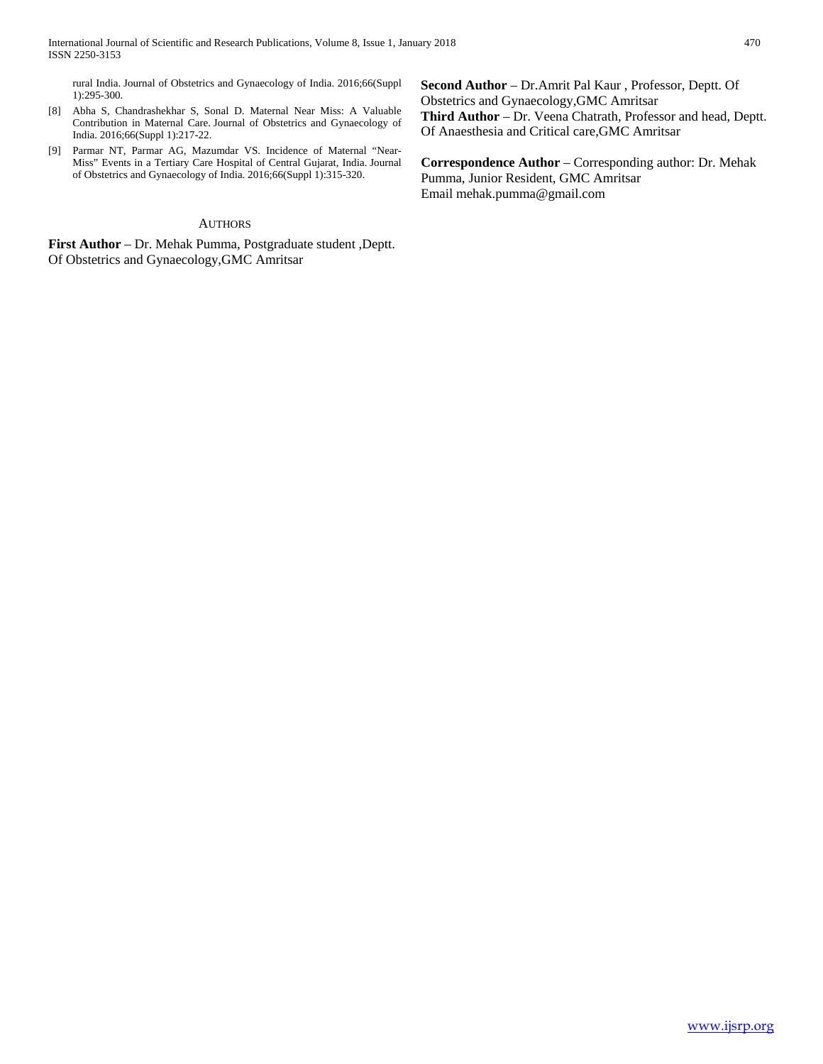rural India. Journal of Obstetrics and Gynaecology of India. 2016;66(Suppl 1):295-300.

[8] Abha S, Chandrashekhar S, Sonal D. Maternal Near Miss: A Valuable Contribution in Maternal Care. Journal of Obstetrics and Gynaecology of India. 2016;66(Suppl 1):217-22.

[9] Parmar NT, Parmar AG, Mazumdar VS. Incidence of Maternal "Near-Miss" Events in a Tertiary Care Hospital of Central Gujarat, India. Journal of Obstetrics and Gynaecology of India. 2016;66(Suppl 1):315-320.

## AUTHORS

**First Author** – Dr. Mehak Pumma, Postgraduate student ,Deptt. Of Obstetrics and Gynaecology,GMC Amritsar

**Second Author** – Dr.Amrit Pal Kaur , Professor, Deptt. Of Obstetrics and Gynaecology,GMC Amritsar

**Third Author** – Dr. Veena Chatrath, Professor and head, Deptt. Of Anaesthesia and Critical care,GMC Amritsar

**Correspondence Author** – Corresponding author: Dr. Mehak Pumma, Junior Resident, GMC Amritsar
Email mehak.pumma@gmail.com